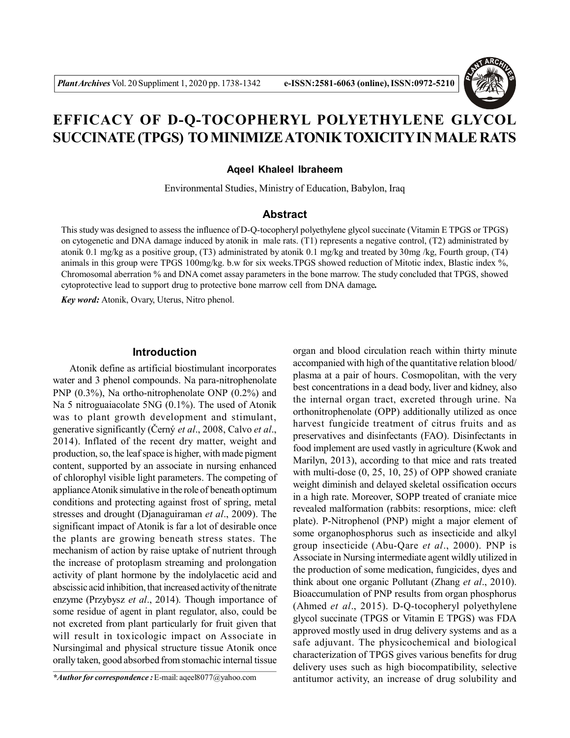# EFFICACY OF D-Q-TOCOPHERYL POLYETHYLENE GLYCOL SUCCINATE (TPGS) TO MINIMIZE ATONIK TOXICITY IN MALE RATS

**Aqeel Khaleel Ibraheem**

Environmental Studies, Ministry of Education, Babylon, Iraq

## Abstract

This study was designed to assess the influence of D-Q-tocopheryl polyethylene glycol succinate (Vitamin E TPGS or TPGS) on cytogenetic and DNA damage induced by atonik in male rats. (T1) represents a negative control, (T2) administrated by atonik 0.1 mg/kg as a positive group, (T3) administrated by atonik 0.1 mg/kg and treated by 30mg /kg, Fourth group, (T4) animals in this group were TPGS 100mg/kg. b.w for six weeks.TPGS showed reduction of Mitotic index, Blastic index %, Chromosomal aberration % and DNA comet assay parameters in the bone marrow. The study concluded that TPGS, showed cytoprotective lead to support drug to protective bone marrow cell from DNA damage**.**

***Key word:*** Atonik, Ovary, Uterus, Nitro phenol.

## Introduction

Atonik define as artificial biostimulant incorporates water and 3 phenol compounds. Na para-nitrophenolate PNP (0.3%), Na ortho-nitrophenolate ONP (0.2%) and Na 5 nitroguaiacolate 5NG (0.1%). The used of Atonik was to plant growth development and stimulant, generative significantly (Černý *et al*., 2008, Calvo *et al*., 2014). Inflated of the recent dry matter, weight and production, so, the leaf space is higher, with made pigment content, supported by an associate in nursing enhanced of chlorophyl visible light parameters. The competing of appliance Atonik simulative in the role of beneath optimum conditions and protecting against frost of spring, metal stresses and drought (Djanaguiraman *et al*., 2009). The significant impact of Atonik is far a lot of desirable once the plants are growing beneath stress states. The mechanism of action by raise uptake of nutrient through the increase of protoplasm streaming and prolongation activity of plant hormone by the indolylacetic acid and abscissic acid inhibition, that increased activity of the nitrate enzyme (Przybysz *et al*., 2014). Though importance of some residue of agent in plant regulator, also, could be not excreted from plant particularly for fruit given that will result in toxicologic impact on Associate in Nursingimal and physical structure tissue Atonik once orally taken, good absorbed from stomachic internal tissue organ and blood circulation reach within thirty minute accompanied with high of the quantitative relation blood/ plasma at a pair of hours. Cosmopolitan, with the very best concentrations in a dead body, liver and kidney, also the internal organ tract, excreted through urine. Na orthonitrophenolate (OPP) additionally utilized as once harvest fungicide treatment of citrus fruits and as preservatives and disinfectants (FAO). Disinfectants in food implement are used vastly in agriculture (Kwok and Marilyn, 2013), according to that mice and rats treated with multi-dose (0, 25, 10, 25) of OPP showed craniate weight diminish and delayed skeletal ossification occurs in a high rate. Moreover, SOPP treated of craniate mice revealed malformation (rabbits: resorptions, mice: cleft plate). P-Nitrophenol (PNP) might a major element of some organophosphorus such as insecticide and alkyl group insecticide (Abu-Qare *et al*., 2000). PNP is Associate in Nursing intermediate agent wildly utilized in the production of some medication, fungicides, dyes and think about one organic Pollutant (Zhang *et al*., 2010). Bioaccumulation of PNP results from organ phosphorus (Ahmed *et al*., 2015). D-Q-tocopheryl polyethylene glycol succinate (TPGS or Vitamin E TPGS) was FDA approved mostly used in drug delivery systems and as a safe adjuvant. The physicochemical and biological characterization of TPGS gives various benefits for drug delivery uses such as high biocompatibility, selective antitumor activity, an increase of drug solubility and

---

****Author for correspondence :*** E-mail: aqeel8077@yahoo.com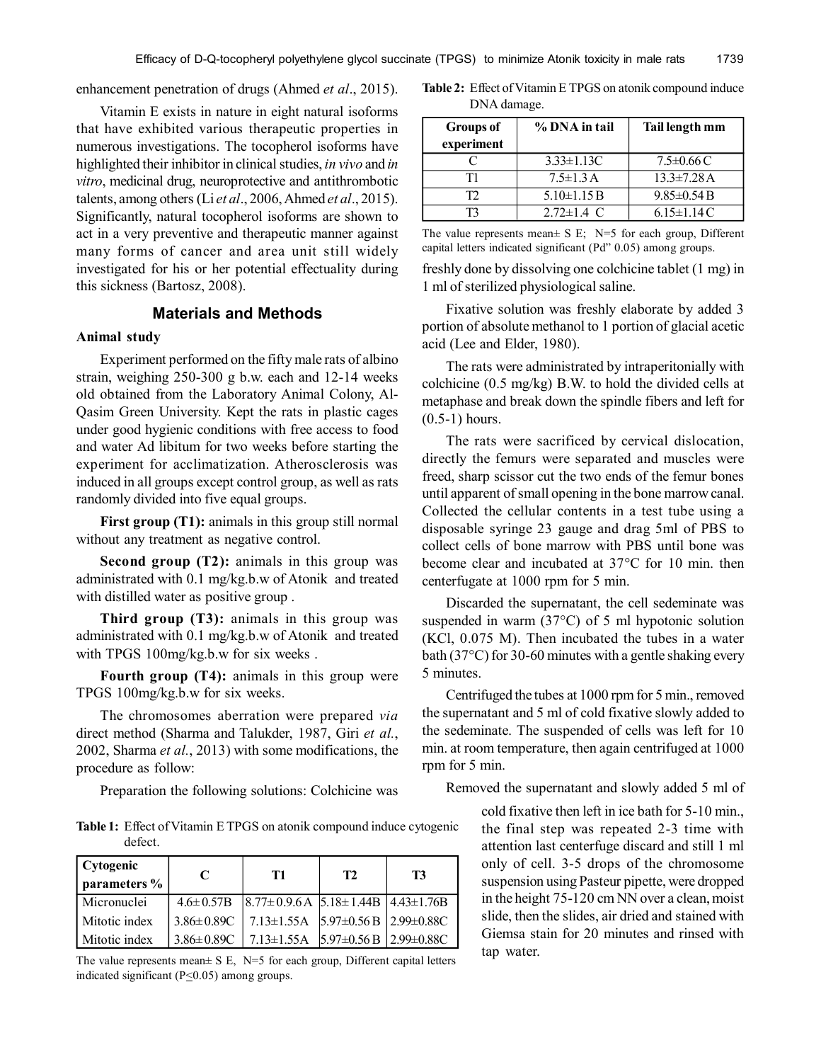enhancement penetration of drugs (Ahmed *et al*., 2015).

Vitamin E exists in nature in eight natural isoforms that have exhibited various therapeutic properties in numerous investigations. The tocopherol isoforms have highlighted their inhibitor in clinical studies, *in vivo* and *in vitro*, medicinal drug, neuroprotective and antithrombotic talents, among others (Li *et al*., 2006, Ahmed *et al*., 2015). Significantly, natural tocopherol isoforms are shown to act in a very preventive and therapeutic manner against many forms of cancer and area unit still widely investigated for his or her potential effectuality during this sickness (Bartosz, 2008).

## Materials and Methods

### Animal study

Experiment performed on the fifty male rats of albino strain, weighing 250-300 g b.w. each and 12-14 weeks old obtained from the Laboratory Animal Colony, Al-Qasim Green University. Kept the rats in plastic cages under good hygienic conditions with free access to food and water Ad libitum for two weeks before starting the experiment for acclimatization. Atherosclerosis was induced in all groups except control group, as well as rats randomly divided into five equal groups.

**First group (T1):** animals in this group still normal without any treatment as negative control.

**Second group (T2):** animals in this group was administrated with 0.1 mg/kg.b.w of Atonik and treated with distilled water as positive group .

**Third group (T3):** animals in this group was administrated with 0.1 mg/kg.b.w of Atonik and treated with TPGS 100mg/kg.b.w for six weeks .

**Fourth group (T4):** animals in this group were TPGS 100mg/kg.b.w for six weeks.

The chromosomes aberration were prepared *via* direct method (Sharma and Talukder, 1987, Giri *et al.*, 2002, Sharma *et al.*, 2013) with some modifications, the procedure as follow:

Preparation the following solutions: Colchicine was freshly done by dissolving one colchicine tablet (1 mg) in 1 ml of sterilized physiological saline.

Fixative solution was freshly elaborate by added 3 portion of absolute methanol to 1 portion of glacial acetic acid (Lee and Elder, 1980).

The rats were administrated by intraperitonially with colchicine (0.5 mg/kg) B.W. to hold the divided cells at metaphase and break down the spindle fibers and left for (0.5-1) hours.

The rats were sacrificed by cervical dislocation, directly the femurs were separated and muscles were freed, sharp scissor cut the two ends of the femur bones until apparent of small opening in the bone marrow canal. Collected the cellular contents in a test tube using a disposable syringe 23 gauge and drag 5ml of PBS to collect cells of bone marrow with PBS until bone was become clear and incubated at 37°C for 10 min. then centerfugate at 1000 rpm for 5 min.

Discarded the supernatant, the cell sedeminate was suspended in warm (37°C) of 5 ml hypotonic solution (KCl, 0.075 M). Then incubated the tubes in a water bath (37°C) for 30-60 minutes with a gentle shaking every 5 minutes.

Centrifuged the tubes at 1000 rpm for 5 min., removed the supernatant and 5 ml of cold fixative slowly added to the sedeminate. The suspended of cells was left for 10 min. at room temperature, then again centrifuged at 1000 rpm for 5 min.

Removed the supernatant and slowly added 5 ml of cold fixative then left in ice bath for 5-10 min., the final step was repeated 2-3 time with attention last centerfuge discard and still 1 ml only of cell. 3-5 drops of the chromosome suspension using Pasteur pipette, were dropped in the height 75-120 cm NN over a clean, moist slide, then the slides, air dried and stained with Giemsa stain for 20 minutes and rinsed with tap water.

**Table 1:** Effect of Vitamin E TPGS on atonik compound induce cytogenic defect.

| Cytogenic parameters % | C | T1 | T2 | T3 |
|---|---|---|---|---|
| Micronuclei | 4.6± 0.57B | 8.77± 0.9.6 A | 5.18± 1.44B | 4.43±1.76B |
| Mitotic index | 3.86± 0.89C | 7.13±1.55A | 5.97±0.56 B | 2.99±0.88C |
| Mitotic index | 3.86± 0.89C | 7.13±1.55A | 5.97±0.56 B | 2.99±0.88C |

The value represents mean± S E, N=5 for each group, Different capital letters indicated significant ($P \leq 0.05$) among groups.

**Table 2:** Effect of Vitamin E TPGS on atonik compound induce DNA damage.

| Groups of experiment | % DNA in tail | Tail length mm |
|---|---|---|
| C | 3.33±1.13C | 7.5±0.66 C |
| T1 | 7.5±1.3 A | 13.3±7.28 A |
| T2 | 5.10±1.15 B | 9.85±0.54 B |
| T3 | 2.72±1.4 C | 6.15±1.14 C |

The value represents mean± S E; N=5 for each group, Different capital letters indicated significant (Pd" 0.05) among groups.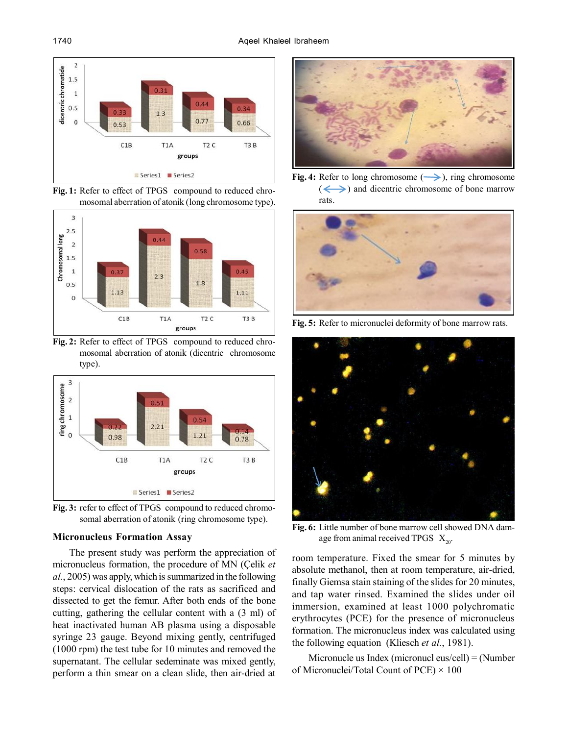Fig. 1: Refer to effect of TPGS compound to reduced chromosomal aberration of atonik (long chromosome type).

Fig. 2: Refer to effect of TPGS compound to reduced chromosomal aberration of atonik (dicentric chromosome type).

Fig. 3: refer to effect of TPGS compound to reduced chromosomal aberration of atonik (ring chromosome type).

Fig. 4: Refer to long chromosome (⟶), ring chromosome (⟷) and dicentric chromosome of bone marrow rats.

Fig. 5: Refer to micronuclei deformity of bone marrow rats.

Fig. 6: Little number of bone marrow cell showed DNA damage from animal received TPGS $X_{20}$.

### Micronucleus Formation Assay

The present study was perform the appreciation of micronucleus formation, the procedure of MN (Çelik *et al.*, 2005) was apply, which is summarized in the following steps: cervical dislocation of the rats as sacrificed and dissected to get the femur. After both ends of the bone cutting, gathering the cellular content with a (3 ml) of heat inactivated human AB plasma using a disposable syringe 23 gauge. Beyond mixing gently, centrifuged (1000 rpm) the test tube for 10 minutes and removed the supernatant. The cellular sedeminate was mixed gently, perform a thin smear on a clean slide, then air-dried at room temperature. Fixed the smear for 5 minutes by absolute methanol, then at room temperature, air-dried, finally Giemsa stain staining of the slides for 20 minutes, and tap water rinsed. Examined the slides under oil immersion, examined at least 1000 polychromatic erythrocytes (PCE) for the presence of micronucleus formation. The micronucleus index was calculated using the following equation (Kliesch *et al.*, 1981).

Micronucle us Index (micronucl eus/cell) = (Number of Micronuclei/Total Count of PCE) × 100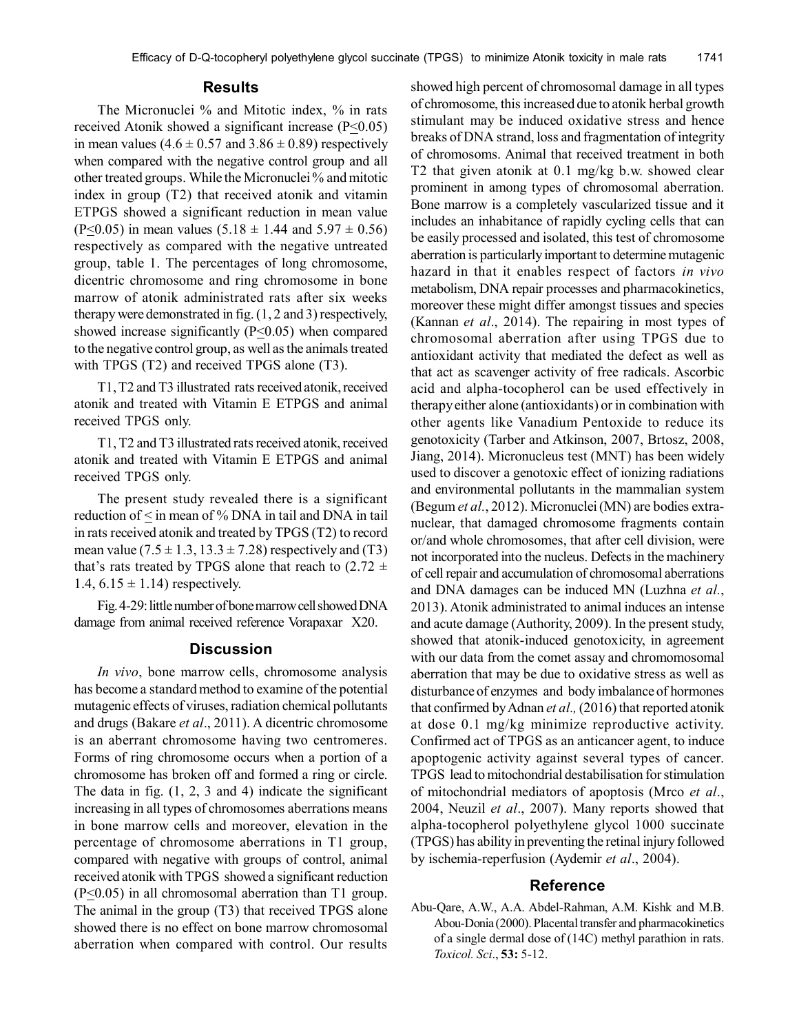## Results

The Micronuclei % and Mitotic index, % in rats received Atonik showed a significant increase ($P \leq 0.05$) in mean values ($4.6 \pm 0.57$ and $3.86 \pm 0.89$) respectively when compared with the negative control group and all other treated groups. While the Micronuclei % and mitotic index in group (T2) that received atonik and vitamin ETPGS showed a significant reduction in mean value ($P \leq 0.05$) in mean values ($5.18 \pm 1.44$ and $5.97 \pm 0.56$) respectively as compared with the negative untreated group, table 1. The percentages of long chromosome, dicentric chromosome and ring chromosome in bone marrow of atonik administrated rats after six weeks therapy were demonstrated in fig. (1, 2 and 3) respectively, showed increase significantly ($P \leq 0.05$) when compared to the negative control group, as well as the animals treated with TPGS (T2) and received TPGS alone (T3).

T1, T2 and T3 illustrated rats received atonik, received atonik and treated with Vitamin E ETPGS and animal received TPGS only.

T1, T2 and T3 illustrated rats received atonik, received atonik and treated with Vitamin E ETPGS and animal received TPGS only.

The present study revealed there is a significant reduction of ≤ in mean of % DNA in tail and DNA in tail in rats received atonik and treated by TPGS (T2) to record mean value ($7.5 \pm 1.3$, $13.3 \pm 7.28$) respectively and (T3) that's rats treated by TPGS alone that reach to ($2.72 \pm 1.4$, $6.15 \pm 1.14$) respectively.

Fig. 4-29: little number of bone marrow cell showed DNA damage from animal received reference Vorapaxar X20.

## Discussion

*In vivo*, bone marrow cells, chromosome analysis has become a standard method to examine of the potential mutagenic effects of viruses, radiation chemical pollutants and drugs (Bakare *et al*., 2011). A dicentric chromosome is an aberrant chromosome having two centromeres. Forms of ring chromosome occurs when a portion of a chromosome has broken off and formed a ring or circle. The data in fig. (1, 2, 3 and 4) indicate the significant increasing in all types of chromosomes aberrations means in bone marrow cells and moreover, elevation in the percentage of chromosome aberrations in T1 group, compared with negative with groups of control, animal received atonik with TPGS showed a significant reduction ($P \leq 0.05$) in all chromosomal aberration than T1 group. The animal in the group (T3) that received TPGS alone showed there is no effect on bone marrow chromosomal aberration when compared with control. Our results showed high percent of chromosomal damage in all types of chromosome, this increased due to atonik herbal growth stimulant may be induced oxidative stress and hence breaks of DNA strand, loss and fragmentation of integrity of chromosoms. Animal that received treatment in both T2 that given atonik at 0.1 mg/kg b.w. showed clear prominent in among types of chromosomal aberration. Bone marrow is a completely vascularized tissue and it includes an inhabitance of rapidly cycling cells that can be easily processed and isolated, this test of chromosome aberration is particularly important to determine mutagenic hazard in that it enables respect of factors *in vivo* metabolism, DNA repair processes and pharmacokinetics, moreover these might differ amongst tissues and species (Kannan *et al*., 2014). The repairing in most types of chromosomal aberration after using TPGS due to antioxidant activity that mediated the defect as well as that act as scavenger activity of free radicals. Ascorbic acid and alpha-tocopherol can be used effectively in therapy either alone (antioxidants) or in combination with other agents like Vanadium Pentoxide to reduce its genotoxicity (Tarber and Atkinson, 2007, Brtosz, 2008, Jiang, 2014). Micronucleus test (MNT) has been widely used to discover a genotoxic effect of ionizing radiations and environmental pollutants in the mammalian system (Begum *et al*., 2012). Micronuclei (MN) are bodies extra-nuclear, that damaged chromosome fragments contain or/and whole chromosomes, that after cell division, were not incorporated into the nucleus. Defects in the machinery of cell repair and accumulation of chromosomal aberrations and DNA damages can be induced MN (Luzhna *et al.*, 2013). Atonik administrated to animal induces an intense and acute damage (Authority, 2009). In the present study, showed that atonik-induced genotoxicity, in agreement with our data from the comet assay and chromomosomal aberration that may be due to oxidative stress as well as disturbance of enzymes and body imbalance of hormones that confirmed by Adnan *et al.,* (2016) that reported atonik at dose 0.1 mg/kg minimize reproductive activity. Confirmed act of TPGS as an anticancer agent, to induce apoptogenic activity against several types of cancer. TPGS lead to mitochondrial destabilisation for stimulation of mitochondrial mediators of apoptosis (Mrco *et al*., 2004, Neuzil *et al*., 2007). Many reports showed that alpha-tocopherol polyethylene glycol 1000 succinate (TPGS) has ability in preventing the retinal injury followed by ischemia-reperfusion (Aydemir *et al*., 2004).

## Reference

Abu-Qare, A.W., A.A. Abdel-Rahman, A.M. Kishk and M.B. Abou-Donia (2000). Placental transfer and pharmacokinetics of a single dermal dose of (14C) methyl parathion in rats. *Toxicol. Sci*., **53:** 5-12.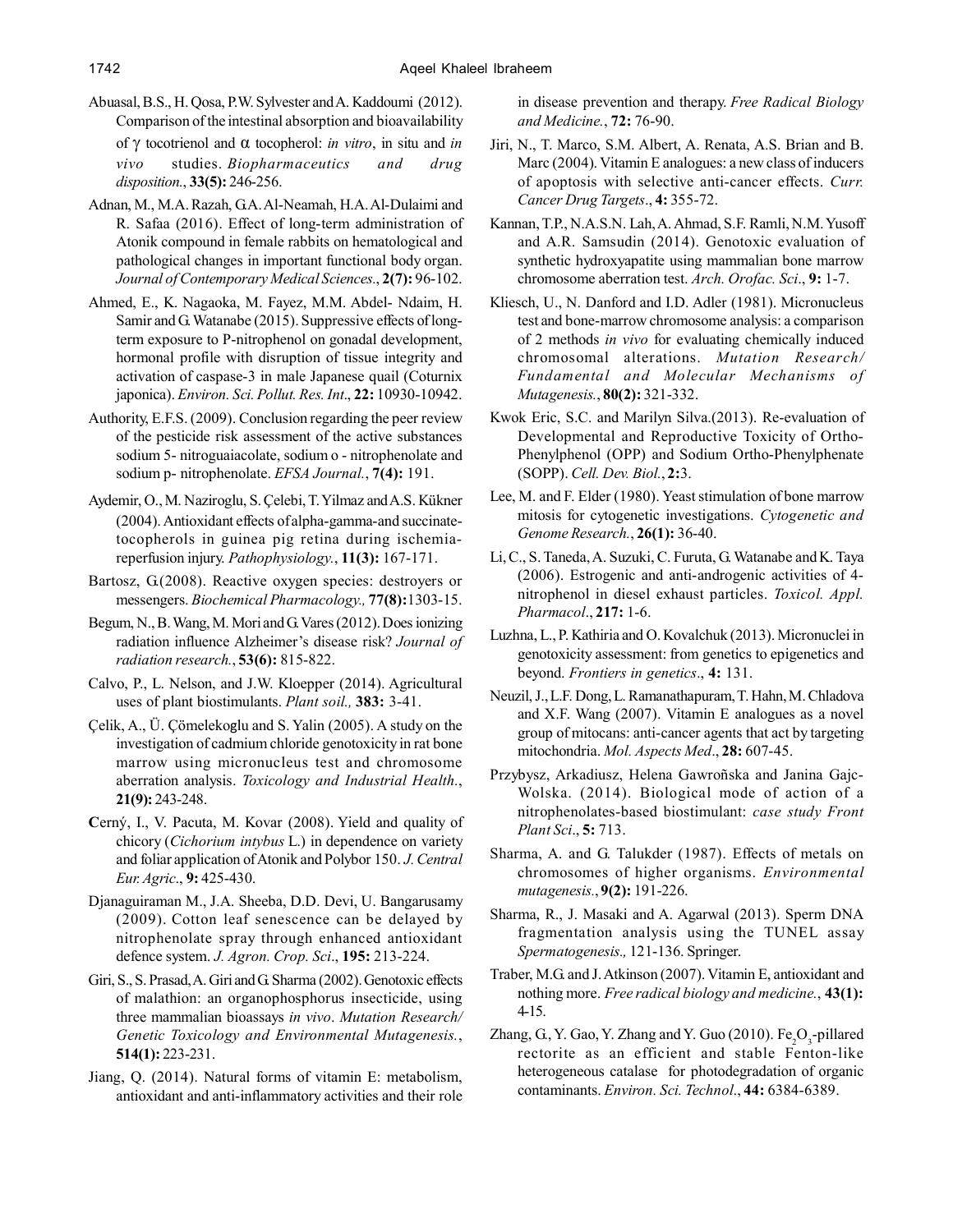Abuasal, B.S., H. Qosa, P.W. Sylvester and A. Kaddoumi (2012). Comparison of the intestinal absorption and bioavailability of γ tocotrienol and α tocopherol: *in vitro*, in situ and *in vivo* studies. *Biopharmaceutics and drug disposition.*, **33(5):** 246-256.

Adnan, M., M.A. Razah, G.A. Al-Neamah, H.A. Al-Dulaimi and R. Safaa (2016). Effect of long-term administration of Atonik compound in female rabbits on hematological and pathological changes in important functional body organ. *Journal of Contemporary Medical Sciences.*, **2(7):** 96-102.

Ahmed, E., K. Nagaoka, M. Fayez, M.M. Abdel- Ndaim, H. Samir and G. Watanabe (2015). Suppressive effects of long-term exposure to P-nitrophenol on gonadal development, hormonal profile with disruption of tissue integrity and activation of caspase-3 in male Japanese quail (Coturnix japonica). *Environ. Sci. Pollut. Res. Int*., **22:** 10930-10942.

Authority, E.F.S. (2009). Conclusion regarding the peer review of the pesticide risk assessment of the active substances sodium 5- nitroguaiacolate, sodium o - nitrophenolate and sodium p- nitrophenolate. *EFSA Journal.*, **7(4):** 191.

Aydemir, O., M. Naziroglu, S. Çelebi, T. Yilmaz and A.S. Kükner (2004). Antioxidant effects of alpha-gamma-and succinate-tocopherols in guinea pig retina during ischemia-reperfusion injury. *Pathophysiology.*, **11(3):** 167-171.

Bartosz, G.(2008). Reactive oxygen species: destroyers or messengers. *Biochemical Pharmacology.,* **77(8):**1303-15.

Begum, N., B. Wang, M. Mori and G. Vares (2012). Does ionizing radiation influence Alzheimer's disease risk? *Journal of radiation research.*, **53(6):** 815-822.

Calvo, P., L. Nelson, and J.W. Kloepper (2014). Agricultural uses of plant biostimulants. *Plant soil.,* **383:** 3-41.

Çelik, A., Ü. Çömelekoglu and S. Yalin (2005). A study on the investigation of cadmium chloride genotoxicity in rat bone marrow using micronucleus test and chromosome aberration analysis. *Toxicology and Industrial Health.*, **21(9):** 243-248.

**C**erný, I., V. Pacuta, M. Kovar (2008). Yield and quality of chicory (*Cichorium intybus* L.) in dependence on variety and foliar application of Atonik and Polybor 150. *J. Central Eur. Agric*., **9:** 425-430.

Djanaguiraman M., J.A. Sheeba, D.D. Devi, U. Bangarusamy (2009). Cotton leaf senescence can be delayed by nitrophenolate spray through enhanced antioxidant defence system. *J. Agron. Crop. Sci*., **195:** 213-224.

Giri, S., S. Prasad, A. Giri and G. Sharma (2002). Genotoxic effects of malathion: an organophosphorus insecticide, using three mammalian bioassays *in vivo*. *Mutation Research/ Genetic Toxicology and Environmental Mutagenesis.*, **514(1):** 223-231.

Jiang, Q. (2014). Natural forms of vitamin E: metabolism, antioxidant and anti-inflammatory activities and their role in disease prevention and therapy. *Free Radical Biology and Medicine.*, **72:** 76-90.

Jiri, N., T. Marco, S.M. Albert, A. Renata, A.S. Brian and B. Marc (2004). Vitamin E analogues: a new class of inducers of apoptosis with selective anti-cancer effects. *Curr. Cancer Drug Targets*., **4:** 355-72.

Kannan, T.P., N.A.S.N. Lah, A. Ahmad, S.F. Ramli, N.M. Yusoff and A.R. Samsudin (2014). Genotoxic evaluation of synthetic hydroxyapatite using mammalian bone marrow chromosome aberration test. *Arch. Orofac. Sci*., **9:** 1-7.

Kliesch, U., N. Danford and I.D. Adler (1981). Micronucleus test and bone-marrow chromosome analysis: a comparison of 2 methods *in vivo* for evaluating chemically induced chromosomal alterations. *Mutation Research/ Fundamental and Molecular Mechanisms of Mutagenesis.*, **80(2):** 321-332.

Kwok Eric, S.C. and Marilyn Silva.(2013). Re-evaluation of Developmental and Reproductive Toxicity of Ortho-Phenylphenol (OPP) and Sodium Ortho-Phenylphenate (SOPP). *Cell. Dev. Biol.*, **2:**3.

Lee, M. and F. Elder (1980). Yeast stimulation of bone marrow mitosis for cytogenetic investigations. *Cytogenetic and Genome Research.*, **26(1):** 36-40.

Li, C., S. Taneda, A. Suzuki, C. Furuta, G. Watanabe and K. Taya (2006). Estrogenic and anti-androgenic activities of 4-nitrophenol in diesel exhaust particles. *Toxicol. Appl. Pharmacol*., **217:** 1-6.

Luzhna, L., P. Kathiria and O. Kovalchuk (2013). Micronuclei in genotoxicity assessment: from genetics to epigenetics and beyond. *Frontiers in genetics*., **4:** 131.

Neuzil, J., L.F. Dong, L. Ramanathapuram, T. Hahn, M. Chladova and X.F. Wang (2007). Vitamin E analogues as a novel group of mitocans: anti-cancer agents that act by targeting mitochondria. *Mol. Aspects Med*., **28:** 607-45.

Przybysz, Arkadiusz, Helena Gawrońska and Janina Gajc-Wolska. (2014). Biological mode of action of a nitrophenolates-based biostimulant: *case study Front Plant Sci*., **5:** 713.

Sharma, A. and G. Talukder (1987). Effects of metals on chromosomes of higher organisms. *Environmental mutagenesis.*, **9(2):** 191-226.

Sharma, R., J. Masaki and A. Agarwal (2013). Sperm DNA fragmentation analysis using the TUNEL assay *Spermatogenesis.,* 121-136. Springer.

Traber, M.G. and J. Atkinson (2007). Vitamin E, antioxidant and nothing more. *Free radical biology and medicine.*, **43(1):** 4-15.

Zhang, G., Y. Gao, Y. Zhang and Y. Guo (2010). $Fe_2O_3$-pillared rectorite as an efficient and stable Fenton-like heterogeneous catalase for photodegradation of organic contaminants. *Environ. Sci. Technol*., **44:** 6384-6389.